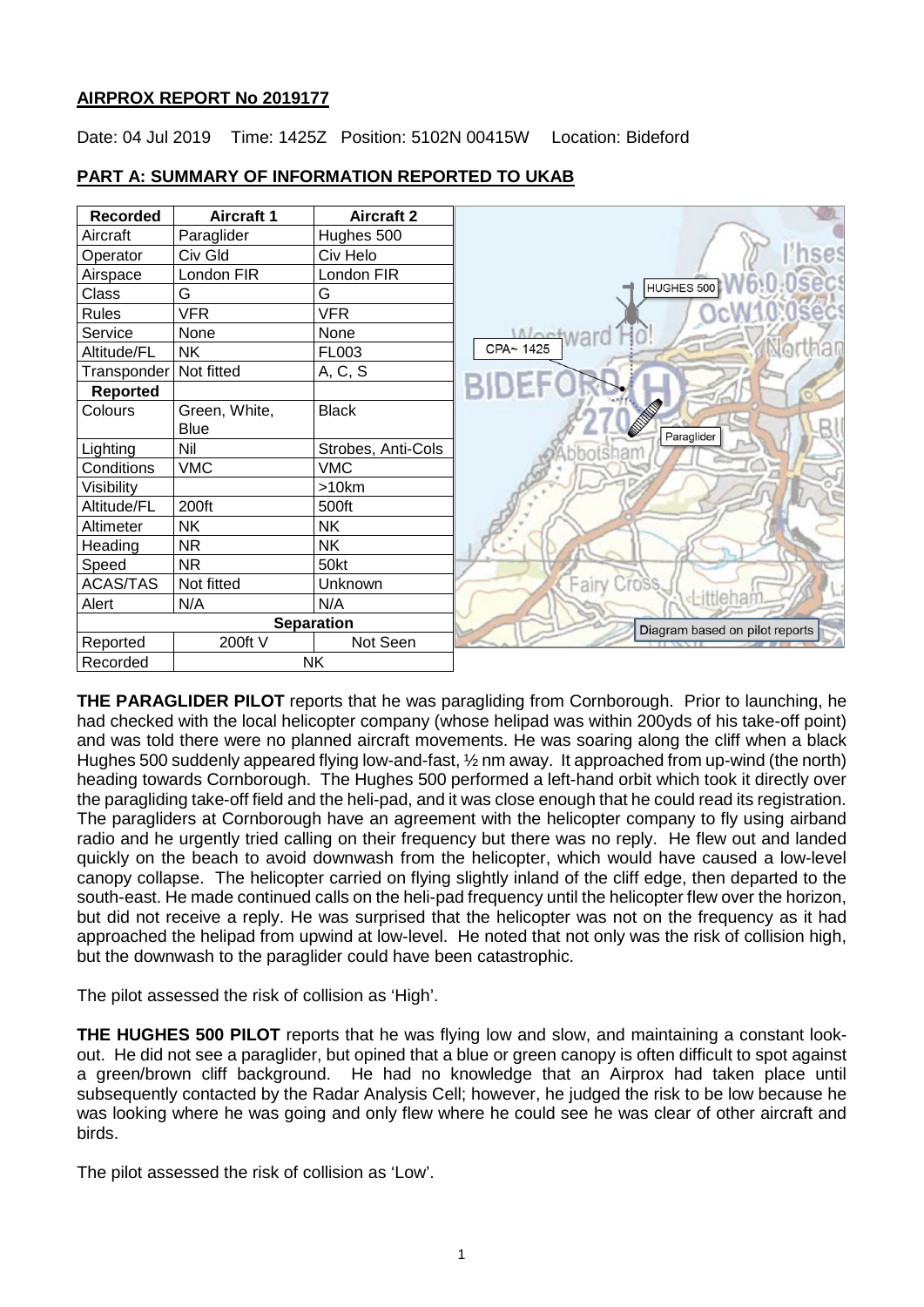## AIRPROX REPORT No 2019177

Date: 04 Jul 2019 Time: 1425Z Position: 5102N 00415W Location: Bideford

## PART A: SUMMARY OF INFORMATION REPORTED TO UKAB

| Recorded | Aircraft 1 | Aircraft 2 |
|---|---|---|
| Aircraft | Paraglider | Hughes 500 |
| Operator | Civ Gld | Civ Helo |
| Airspace | London FIR | London FIR |
| Class | G | G |
| Rules | VFR | VFR |
| Service | None | None |
| Altitude/FL | NK | FL003 |
| Transponder | Not fitted | A, C, S |
| **Reported** | | |
| Colours | Green, White, Blue | Black |
| Lighting | Nil | Strobes, Anti-Cols |
| Conditions | VMC | VMC |
| Visibility | | >10km |
| Altitude/FL | 200ft | 500ft |
| Altimeter | NK | NK |
| Heading | NR | NK |
| Speed | NR | 50kt |
| ACAS/TAS | Not fitted | Unknown |
| Alert | N/A | N/A |
| **Separation** | | |
| Reported | 200ft V | Not Seen |
| Recorded | NK | |

HUGHES 500

CPA~ 1425

Paraglider

Diagram based on pilot reports

**THE PARAGLIDER PILOT** reports that he was paragliding from Cornborough. Prior to launching, he had checked with the local helicopter company (whose helipad was within 200yds of his take-off point) and was told there were no planned aircraft movements. He was soaring along the cliff when a black Hughes 500 suddenly appeared flying low-and-fast, ½ nm away. It approached from up-wind (the north) heading towards Cornborough. The Hughes 500 performed a left-hand orbit which took it directly over the paragliding take-off field and the heli-pad, and it was close enough that he could read its registration. The paragliders at Cornborough have an agreement with the helicopter company to fly using airband radio and he urgently tried calling on their frequency but there was no reply. He flew out and landed quickly on the beach to avoid downwash from the helicopter, which would have caused a low-level canopy collapse. The helicopter carried on flying slightly inland of the cliff edge, then departed to the south-east. He made continued calls on the heli-pad frequency until the helicopter flew over the horizon, but did not receive a reply. He was surprised that the helicopter was not on the frequency as it had approached the helipad from upwind at low-level. He noted that not only was the risk of collision high, but the downwash to the paraglider could have been catastrophic.

The pilot assessed the risk of collision as 'High'.

**THE HUGHES 500 PILOT** reports that he was flying low and slow, and maintaining a constant look-out. He did not see a paraglider, but opined that a blue or green canopy is often difficult to spot against a green/brown cliff background. He had no knowledge that an Airprox had taken place until subsequently contacted by the Radar Analysis Cell; however, he judged the risk to be low because he was looking where he was going and only flew where he could see he was clear of other aircraft and birds.

The pilot assessed the risk of collision as 'Low'.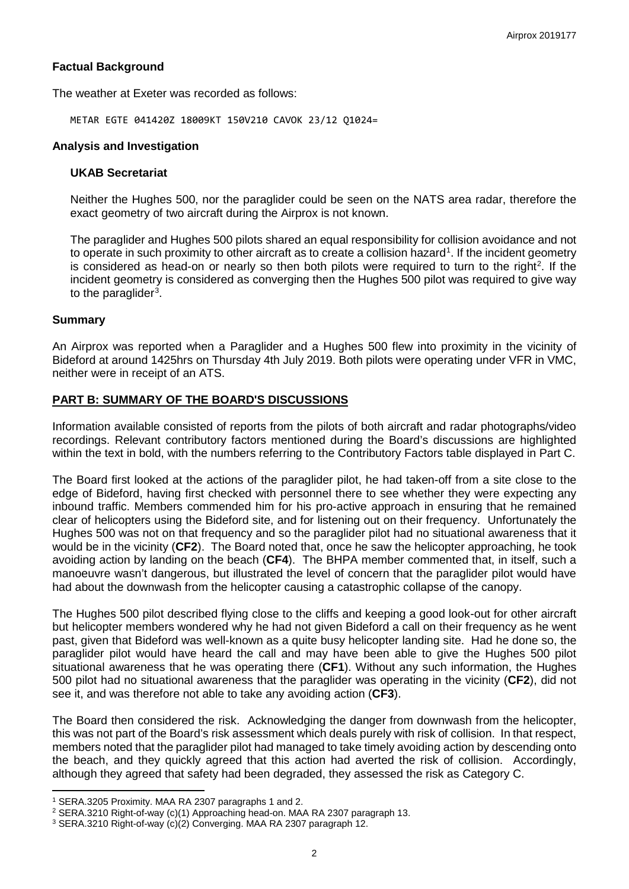## Factual Background

The weather at Exeter was recorded as follows:

```
METAR EGTE 041420Z 18009KT 150V210 CAVOK 23/12 Q1024=
```

## Analysis and Investigation

### UKAB Secretariat

Neither the Hughes 500, nor the paraglider could be seen on the NATS area radar, therefore the exact geometry of two aircraft during the Airprox is not known.

The paraglider and Hughes 500 pilots shared an equal responsibility for collision avoidance and not to operate in such proximity to other aircraft as to create a collision hazard[1]. If the incident geometry is considered as head-on or nearly so then both pilots were required to turn to the right[2]. If the incident geometry is considered as converging then the Hughes 500 pilot was required to give way to the paraglider[3].

## Summary

An Airprox was reported when a Paraglider and a Hughes 500 flew into proximity in the vicinity of Bideford at around 1425hrs on Thursday 4th July 2019. Both pilots were operating under VFR in VMC, neither were in receipt of an ATS.

## PART B: SUMMARY OF THE BOARD'S DISCUSSIONS

Information available consisted of reports from the pilots of both aircraft and radar photographs/video recordings. Relevant contributory factors mentioned during the Board's discussions are highlighted within the text in bold, with the numbers referring to the Contributory Factors table displayed in Part C.

The Board first looked at the actions of the paraglider pilot, he had taken-off from a site close to the edge of Bideford, having first checked with personnel there to see whether they were expecting any inbound traffic. Members commended him for his pro-active approach in ensuring that he remained clear of helicopters using the Bideford site, and for listening out on their frequency. Unfortunately the Hughes 500 was not on that frequency and so the paraglider pilot had no situational awareness that it would be in the vicinity (**CF2**). The Board noted that, once he saw the helicopter approaching, he took avoiding action by landing on the beach (**CF4**). The BHPA member commented that, in itself, such a manoeuvre wasn't dangerous, but illustrated the level of concern that the paraglider pilot would have had about the downwash from the helicopter causing a catastrophic collapse of the canopy.

The Hughes 500 pilot described flying close to the cliffs and keeping a good look-out for other aircraft but helicopter members wondered why he had not given Bideford a call on their frequency as he went past, given that Bideford was well-known as a quite busy helicopter landing site. Had he done so, the paraglider pilot would have heard the call and may have been able to give the Hughes 500 pilot situational awareness that he was operating there (**CF1**). Without any such information, the Hughes 500 pilot had no situational awareness that the paraglider was operating in the vicinity (**CF2**), did not see it, and was therefore not able to take any avoiding action (**CF3**).

The Board then considered the risk. Acknowledging the danger from downwash from the helicopter, this was not part of the Board's risk assessment which deals purely with risk of collision. In that respect, members noted that the paraglider pilot had managed to take timely avoiding action by descending onto the beach, and they quickly agreed that this action had averted the risk of collision. Accordingly, although they agreed that safety had been degraded, they assessed the risk as Category C.

---

[1] SERA.3205 Proximity. MAA RA 2307 paragraphs 1 and 2.

[2] SERA.3210 Right-of-way (c)(1) Approaching head-on. MAA RA 2307 paragraph 13.

[3] SERA.3210 Right-of-way (c)(2) Converging. MAA RA 2307 paragraph 12.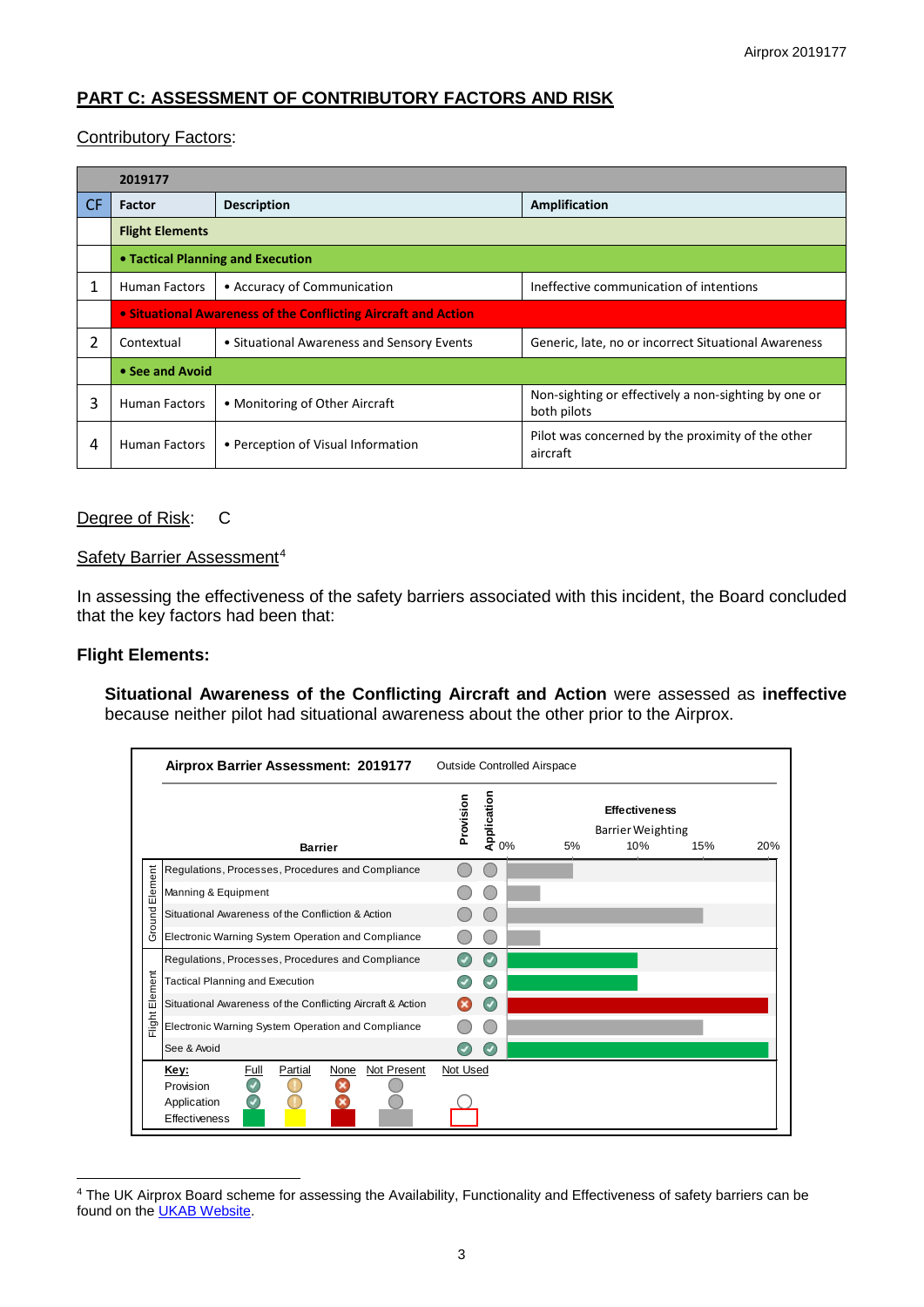## PART C: ASSESSMENT OF CONTRIBUTORY FACTORS AND RISK

Contributory Factors:

| | 2019177 | | |
|---|---|---|---|
| CF | Factor | Description | Amplification |
| | **Flight Elements** | | |
| | **• Tactical Planning and Execution** | | |
| 1 | Human Factors | • Accuracy of Communication | Ineffective communication of intentions |
| | **• Situational Awareness of the Conflicting Aircraft and Action** | | |
| 2 | Contextual | • Situational Awareness and Sensory Events | Generic, late, no or incorrect Situational Awareness |
| | **• See and Avoid** | | |
| 3 | Human Factors | • Monitoring of Other Aircraft | Non-sighting or effectively a non-sighting by one or both pilots |
| 4 | Human Factors | • Perception of Visual Information | Pilot was concerned by the proximity of the other aircraft |

Degree of Risk: C

Safety Barrier Assessment[4]

In assessing the effectiveness of the safety barriers associated with this incident, the Board concluded that the key factors had been that:

**Flight Elements:**

**Situational Awareness of the Conflicting Aircraft and Action** were assessed as **ineffective** because neither pilot had situational awareness about the other prior to the Airprox.

Airprox Barrier Assessment: 2019177

Outside Controlled Airspace

Barrier

Provision

Application

Effectiveness

Barrier Weighting

0% 5% 10% 15% 20%

Ground Element

Regulations, Processes, Procedures and Compliance

Manning & Equipment

Situational Awareness of the Confliction & Action

Electronic Warning System Operation and Compliance

Flight Element

Regulations, Processes, Procedures and Compliance

Tactical Planning and Execution

Situational Awareness of the Conflicting Aircraft & Action

Electronic Warning System Operation and Compliance

See & Avoid

Key: Full Partial None Not Present Not Used

Provision

Application

Effectiveness

[4] The UK Airprox Board scheme for assessing the Availability, Functionality and Effectiveness of safety barriers can be found on the UKAB Website.